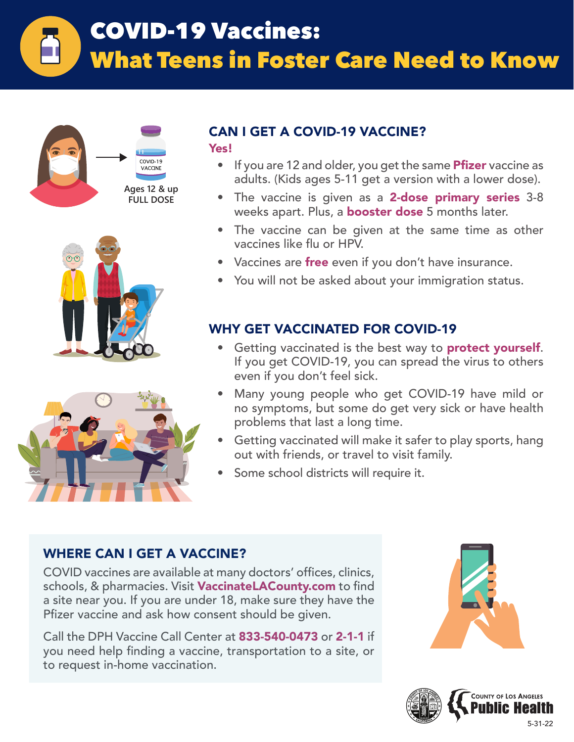# COVID-19 Vaccines: What Teens in Foster Care Need to Know

## CAN I GET A COVID-19 VACCINE?

**Yes!**

- If you are 12 and older, you get the same **Pfizer** vaccine as adults. (Kids ages 5-11 get a version with a lower dose).
- The vaccine is given as a **2-dose primary series** 3-8 weeks apart. Plus, a **booster dose** 5 months later.
- The vaccine can be given at the same time as other vaccines like flu or HPV.
- Vaccines are **free** even if you don't have insurance.
- You will not be asked about your immigration status.

## WHY GET VACCINATED FOR COVID-19

- Getting vaccinated is the best way to **protect yourself**. If you get COVID-19, you can spread the virus to others even if you don't feel sick.
- Many young people who get COVID-19 have mild or no symptoms, but some do get very sick or have health problems that last a long time.
- Getting vaccinated will make it safer to play sports, hang out with friends, or travel to visit family.
- Some school districts will require it.

## WHERE CAN I GET A VACCINE?

COVID vaccines are available at many doctors' offices, clinics, schools, & pharmacies. Visit **VaccinateLACounty.com** to find a site near you. If you are under 18, make sure they have the Pfizer vaccine and ask how consent should be given.

Call the DPH Vaccine Call Center at **833-540-0473** or **2-1-1** if you need help finding a vaccine, transportation to a site, or to request in-home vaccination.

County of Los Angeles Public Health

5-31-22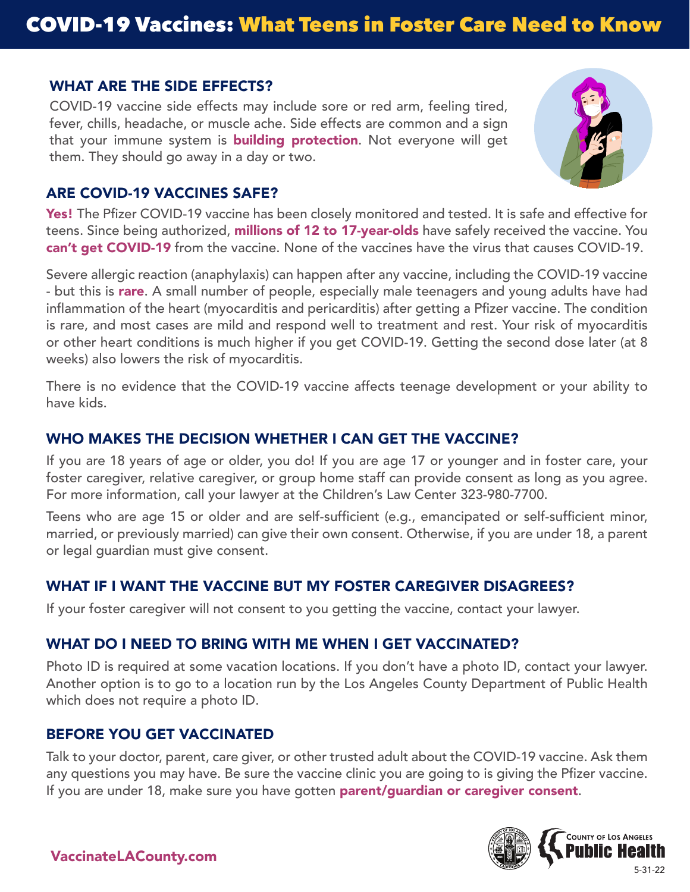# COVID-19 Vaccines: What Teens in Foster Care Need to Know

## WHAT ARE THE SIDE EFFECTS?

COVID-19 vaccine side effects may include sore or red arm, feeling tired, fever, chills, headache, or muscle ache. Side effects are common and a sign that your immune system is **building protection**. Not everyone will get them. They should go away in a day or two.

## ARE COVID-19 VACCINES SAFE?

**Yes!** The Pfizer COVID-19 vaccine has been closely monitored and tested. It is safe and effective for teens. Since being authorized, **millions of 12 to 17-year-olds** have safely received the vaccine. You **can't get COVID-19** from the vaccine. None of the vaccines have the virus that causes COVID-19.

Severe allergic reaction (anaphylaxis) can happen after any vaccine, including the COVID-19 vaccine - but this is **rare**. A small number of people, especially male teenagers and young adults have had inflammation of the heart (myocarditis and pericarditis) after getting a Pfizer vaccine. The condition is rare, and most cases are mild and respond well to treatment and rest. Your risk of myocarditis or other heart conditions is much higher if you get COVID-19. Getting the second dose later (at 8 weeks) also lowers the risk of myocarditis.

There is no evidence that the COVID-19 vaccine affects teenage development or your ability to have kids.

## WHO MAKES THE DECISION WHETHER I CAN GET THE VACCINE?

If you are 18 years of age or older, you do! If you are age 17 or younger and in foster care, your foster caregiver, relative caregiver, or group home staff can provide consent as long as you agree. For more information, call your lawyer at the Children's Law Center 323-980-7700.

Teens who are age 15 or older and are self-sufficient (e.g., emancipated or self-sufficient minor, married, or previously married) can give their own consent. Otherwise, if you are under 18, a parent or legal guardian must give consent.

## WHAT IF I WANT THE VACCINE BUT MY FOSTER CAREGIVER DISAGREES?

If your foster caregiver will not consent to you getting the vaccine, contact your lawyer.

## WHAT DO I NEED TO BRING WITH ME WHEN I GET VACCINATED?

Photo ID is required at some vacation locations. If you don't have a photo ID, contact your lawyer. Another option is to go to a location run by the Los Angeles County Department of Public Health which does not require a photo ID.

## BEFORE YOU GET VACCINATED

Talk to your doctor, parent, care giver, or other trusted adult about the COVID-19 vaccine. Ask them any questions you may have. Be sure the vaccine clinic you are going to is giving the Pfizer vaccine. If you are under 18, make sure you have gotten **parent/guardian or caregiver consent**.

VaccinateLACounty.com

County of Los Angeles Public Health

5-31-22